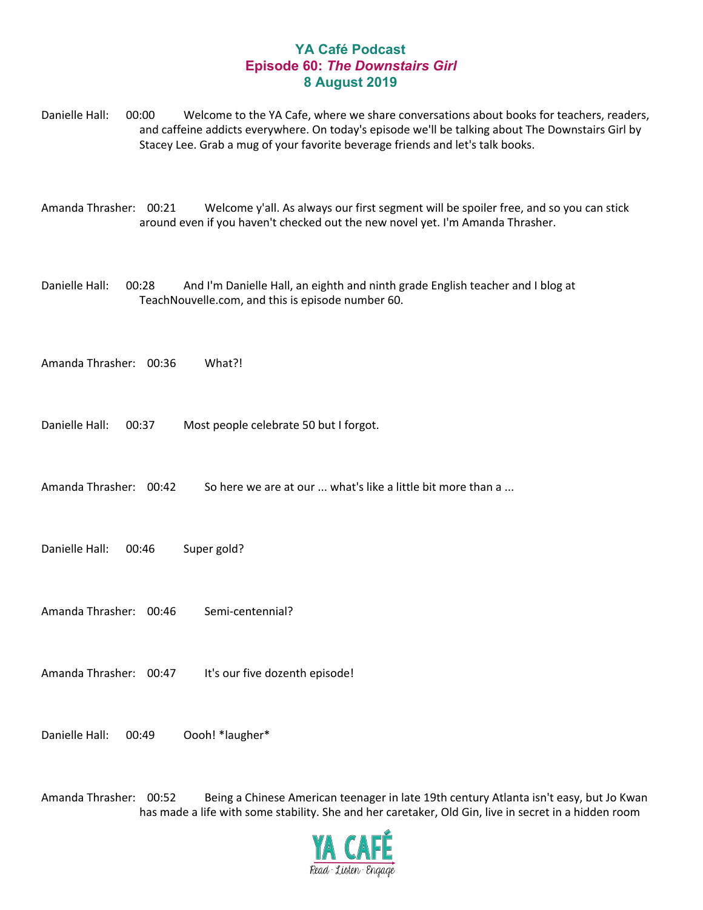# YA Café Podcast
## Episode 60: *The Downstairs Girl*
### 8 August 2019

Danielle Hall: 00:00 Welcome to the YA Cafe, where we share conversations about books for teachers, readers, and caffeine addicts everywhere. On today's episode we'll be talking about The Downstairs Girl by Stacey Lee. Grab a mug of your favorite beverage friends and let's talk books.

Amanda Thrasher: 00:21 Welcome y'all. As always our first segment will be spoiler free, and so you can stick around even if you haven't checked out the new novel yet. I'm Amanda Thrasher.

Danielle Hall: 00:28 And I'm Danielle Hall, an eighth and ninth grade English teacher and I blog at TeachNouvelle.com, and this is episode number 60.

Amanda Thrasher: 00:36 What?!

Danielle Hall: 00:37 Most people celebrate 50 but I forgot.

Amanda Thrasher: 00:42 So here we are at our ... what's like a little bit more than a ...

Danielle Hall: 00:46 Super gold?

Amanda Thrasher: 00:46 Semi-centennial?

Amanda Thrasher: 00:47 It's our five dozenth episode!

Danielle Hall: 00:49 Oooh! *laugher*

Amanda Thrasher: 00:52 Being a Chinese American teenager in late 19th century Atlanta isn't easy, but Jo Kwan has made a life with some stability. She and her caretaker, Old Gin, live in secret in a hidden room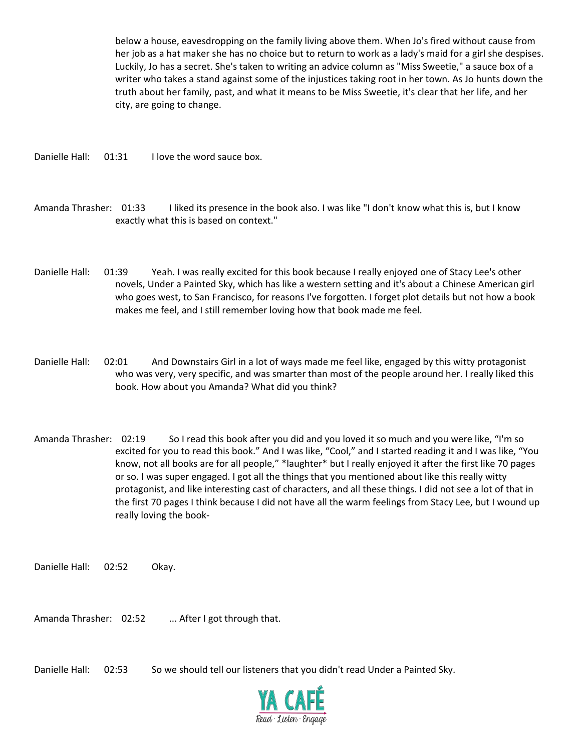below a house, eavesdropping on the family living above them. When Jo's fired without cause from her job as a hat maker she has no choice but to return to work as a lady's maid for a girl she despises. Luckily, Jo has a secret. She's taken to writing an advice column as "Miss Sweetie," a sauce box of a writer who takes a stand against some of the injustices taking root in her town. As Jo hunts down the truth about her family, past, and what it means to be Miss Sweetie, it's clear that her life, and her city, are going to change.

Danielle Hall: 01:31 I love the word sauce box.

Amanda Thrasher: 01:33 I liked its presence in the book also. I was like "I don't know what this is, but I know exactly what this is based on context."

Danielle Hall: 01:39 Yeah. I was really excited for this book because I really enjoyed one of Stacy Lee's other novels, Under a Painted Sky, which has like a western setting and it's about a Chinese American girl who goes west, to San Francisco, for reasons I've forgotten. I forget plot details but not how a book makes me feel, and I still remember loving how that book made me feel.

Danielle Hall: 02:01 And Downstairs Girl in a lot of ways made me feel like, engaged by this witty protagonist who was very, very specific, and was smarter than most of the people around her. I really liked this book. How about you Amanda? What did you think?

Amanda Thrasher: 02:19 So I read this book after you did and you loved it so much and you were like, "I'm so excited for you to read this book." And I was like, "Cool," and I started reading it and I was like, "You know, not all books are for all people," *laughter* but I really enjoyed it after the first like 70 pages or so. I was super engaged. I got all the things that you mentioned about like this really witty protagonist, and like interesting cast of characters, and all these things. I did not see a lot of that in the first 70 pages I think because I did not have all the warm feelings from Stacy Lee, but I wound up really loving the book-

Danielle Hall: 02:52 Okay.

Amanda Thrasher: 02:52 ... After I got through that.

Danielle Hall: 02:53 So we should tell our listeners that you didn't read Under a Painted Sky.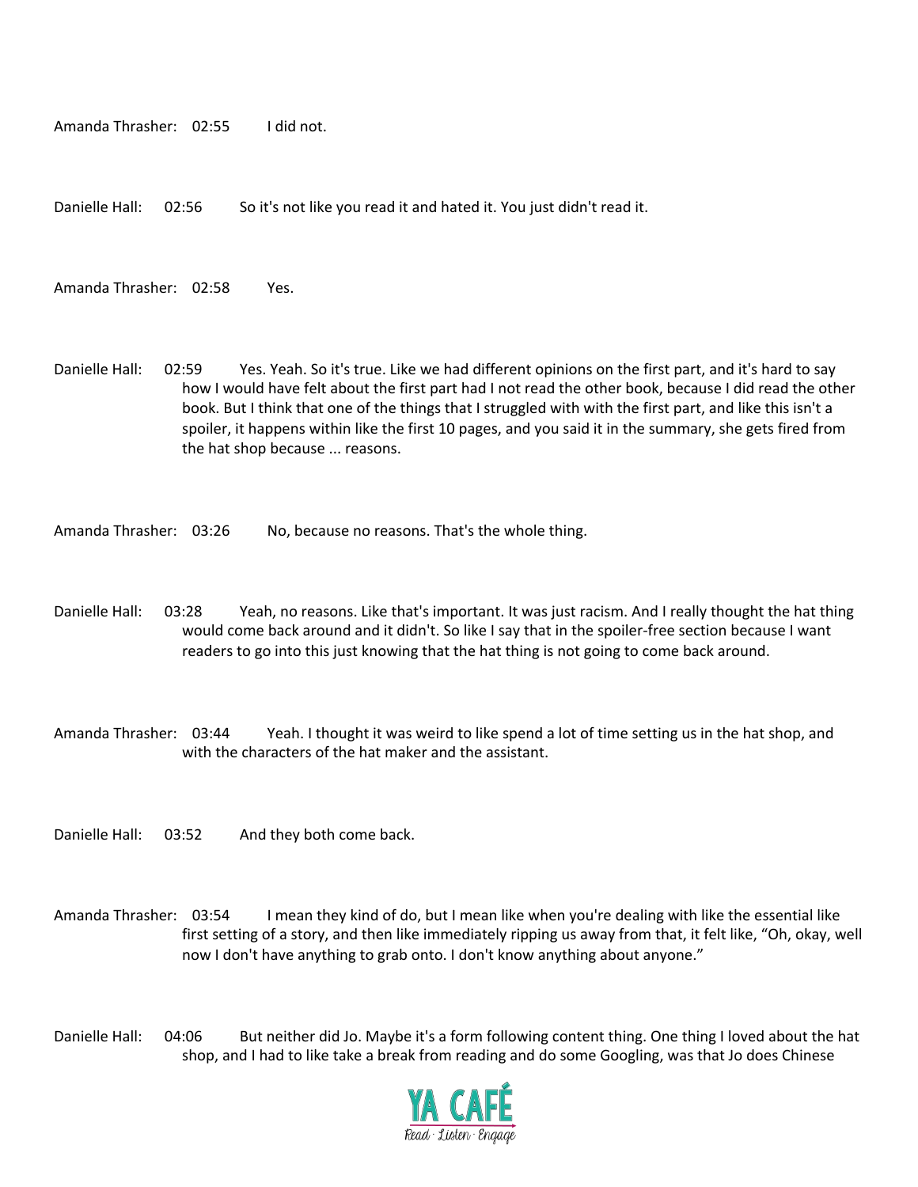Amanda Thrasher: 02:55 I did not.

Danielle Hall: 02:56 So it's not like you read it and hated it. You just didn't read it.

Amanda Thrasher: 02:58 Yes.

Danielle Hall: 02:59 Yes. Yeah. So it's true. Like we had different opinions on the first part, and it's hard to say how I would have felt about the first part had I not read the other book, because I did read the other book. But I think that one of the things that I struggled with with the first part, and like this isn't a spoiler, it happens within like the first 10 pages, and you said it in the summary, she gets fired from the hat shop because ... reasons.

Amanda Thrasher: 03:26 No, because no reasons. That's the whole thing.

Danielle Hall: 03:28 Yeah, no reasons. Like that's important. It was just racism. And I really thought the hat thing would come back around and it didn't. So like I say that in the spoiler-free section because I want readers to go into this just knowing that the hat thing is not going to come back around.

Amanda Thrasher: 03:44 Yeah. I thought it was weird to like spend a lot of time setting us in the hat shop, and with the characters of the hat maker and the assistant.

Danielle Hall: 03:52 And they both come back.

Amanda Thrasher: 03:54 I mean they kind of do, but I mean like when you're dealing with like the essential like first setting of a story, and then like immediately ripping us away from that, it felt like, "Oh, okay, well now I don't have anything to grab onto. I don't know anything about anyone."

Danielle Hall: 04:06 But neither did Jo. Maybe it's a form following content thing. One thing I loved about the hat shop, and I had to like take a break from reading and do some Googling, was that Jo does Chinese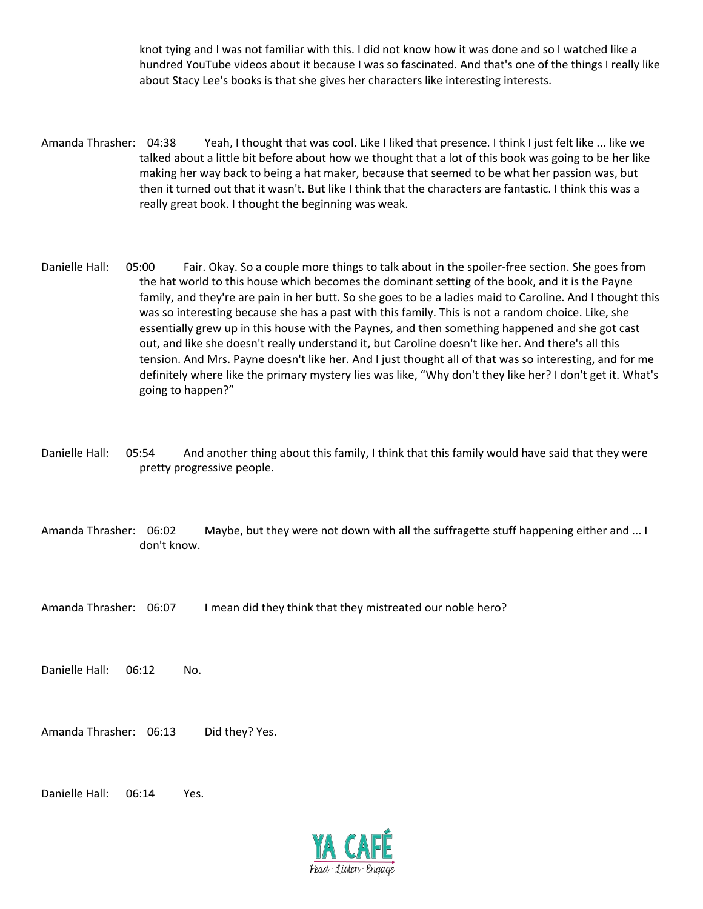knot tying and I was not familiar with this. I did not know how it was done and so I watched like a hundred YouTube videos about it because I was so fascinated. And that's one of the things I really like about Stacy Lee's books is that she gives her characters like interesting interests.

Amanda Thrasher: 04:38 Yeah, I thought that was cool. Like I liked that presence. I think I just felt like ... like we talked about a little bit before about how we thought that a lot of this book was going to be her like making her way back to being a hat maker, because that seemed to be what her passion was, but then it turned out that it wasn't. But like I think that the characters are fantastic. I think this was a really great book. I thought the beginning was weak.

Danielle Hall: 05:00 Fair. Okay. So a couple more things to talk about in the spoiler-free section. She goes from the hat world to this house which becomes the dominant setting of the book, and it is the Payne family, and they're are pain in her butt. So she goes to be a ladies maid to Caroline. And I thought this was so interesting because she has a past with this family. This is not a random choice. Like, she essentially grew up in this house with the Paynes, and then something happened and she got cast out, and like she doesn't really understand it, but Caroline doesn't like her. And there's all this tension. And Mrs. Payne doesn't like her. And I just thought all of that was so interesting, and for me definitely where like the primary mystery lies was like, "Why don't they like her? I don't get it. What's going to happen?"

Danielle Hall: 05:54 And another thing about this family, I think that this family would have said that they were pretty progressive people.

Amanda Thrasher: 06:02 Maybe, but they were not down with all the suffragette stuff happening either and ... I don't know.

Amanda Thrasher: 06:07 I mean did they think that they mistreated our noble hero?

Danielle Hall: 06:12 No.

Amanda Thrasher: 06:13 Did they? Yes.

Danielle Hall: 06:14 Yes.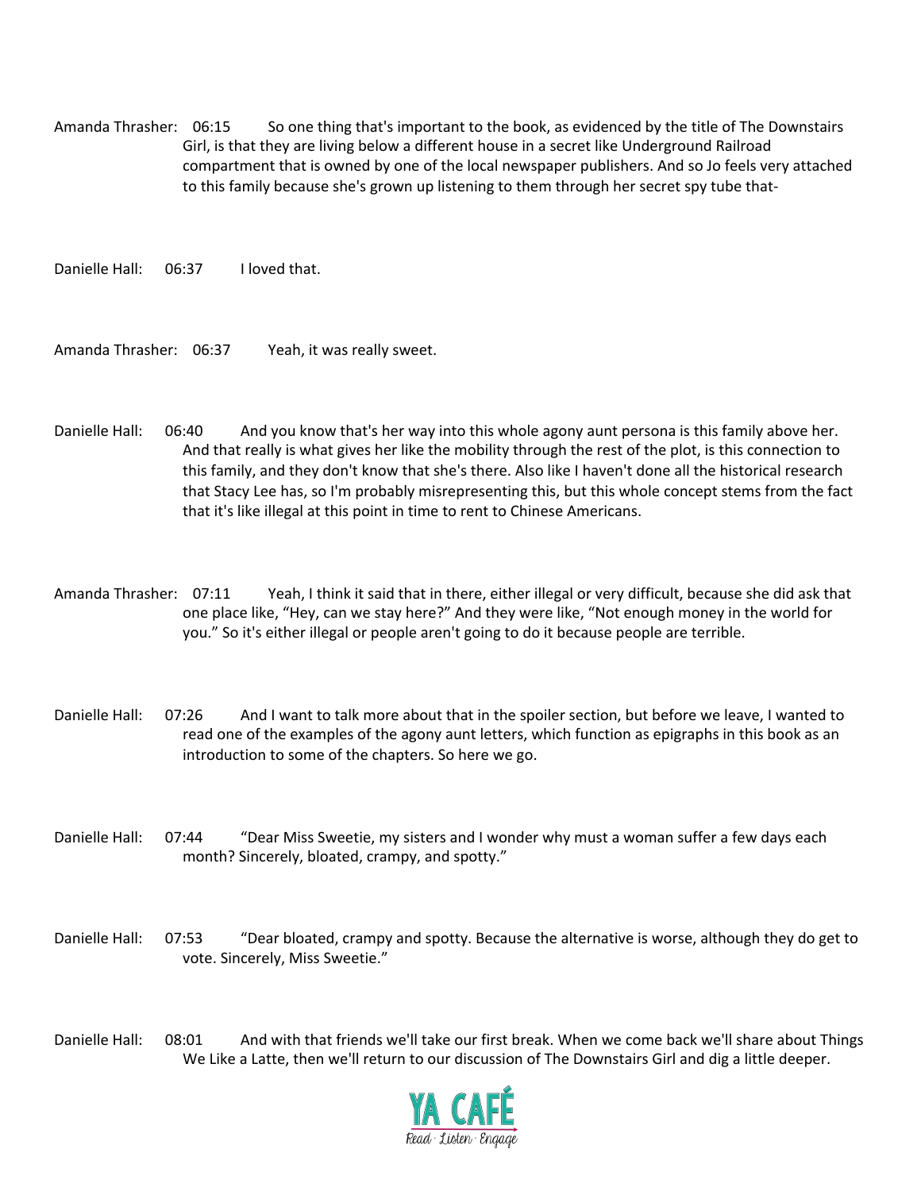Amanda Thrasher: 06:15 So one thing that's important to the book, as evidenced by the title of The Downstairs Girl, is that they are living below a different house in a secret like Underground Railroad compartment that is owned by one of the local newspaper publishers. And so Jo feels very attached to this family because she's grown up listening to them through her secret spy tube that-

Danielle Hall: 06:37 I loved that.

Amanda Thrasher: 06:37 Yeah, it was really sweet.

Danielle Hall: 06:40 And you know that's her way into this whole agony aunt persona is this family above her. And that really is what gives her like the mobility through the rest of the plot, is this connection to this family, and they don't know that she's there. Also like I haven't done all the historical research that Stacy Lee has, so I'm probably misrepresenting this, but this whole concept stems from the fact that it's like illegal at this point in time to rent to Chinese Americans.

Amanda Thrasher: 07:11 Yeah, I think it said that in there, either illegal or very difficult, because she did ask that one place like, "Hey, can we stay here?" And they were like, "Not enough money in the world for you." So it's either illegal or people aren't going to do it because people are terrible.

Danielle Hall: 07:26 And I want to talk more about that in the spoiler section, but before we leave, I wanted to read one of the examples of the agony aunt letters, which function as epigraphs in this book as an introduction to some of the chapters. So here we go.

Danielle Hall: 07:44 "Dear Miss Sweetie, my sisters and I wonder why must a woman suffer a few days each month? Sincerely, bloated, crampy, and spotty."

Danielle Hall: 07:53 "Dear bloated, crampy and spotty. Because the alternative is worse, although they do get to vote. Sincerely, Miss Sweetie."

Danielle Hall: 08:01 And with that friends we'll take our first break. When we come back we'll share about Things We Like a Latte, then we'll return to our discussion of The Downstairs Girl and dig a little deeper.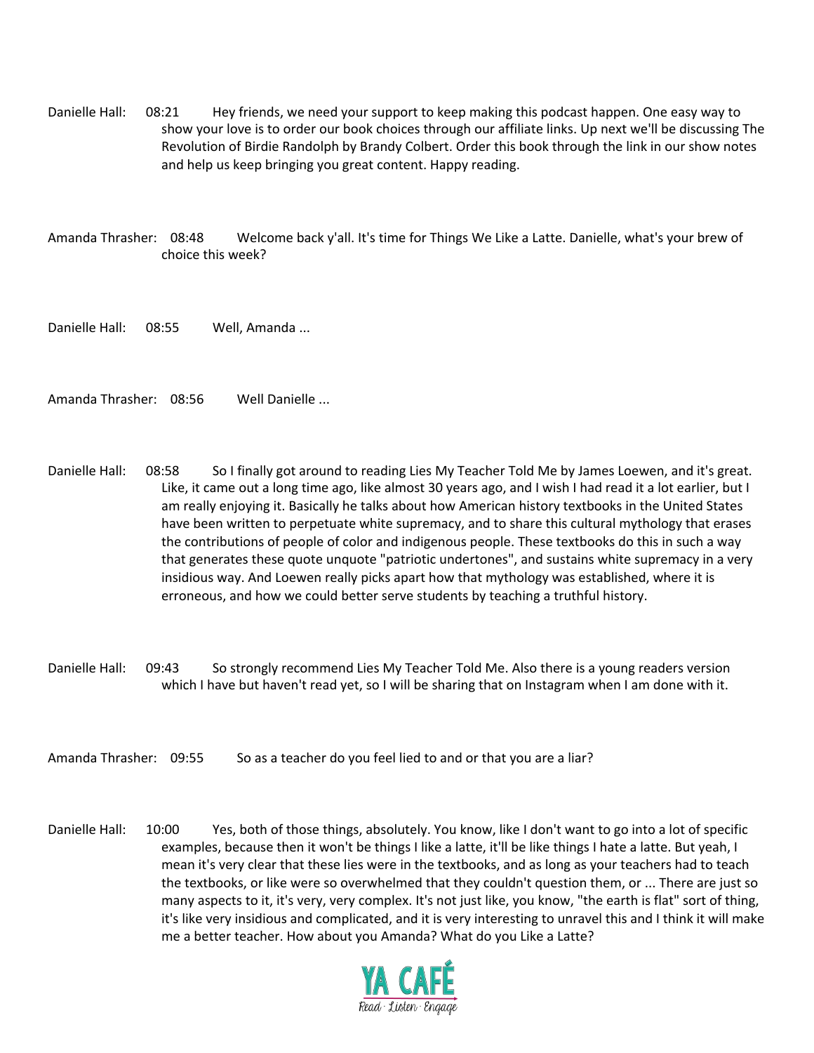Danielle Hall: 08:21 Hey friends, we need your support to keep making this podcast happen. One easy way to show your love is to order our book choices through our affiliate links. Up next we'll be discussing The Revolution of Birdie Randolph by Brandy Colbert. Order this book through the link in our show notes and help us keep bringing you great content. Happy reading.

Amanda Thrasher: 08:48 Welcome back y'all. It's time for Things We Like a Latte. Danielle, what's your brew of choice this week?

Danielle Hall: 08:55 Well, Amanda ...

Amanda Thrasher: 08:56 Well Danielle ...

Danielle Hall: 08:58 So I finally got around to reading Lies My Teacher Told Me by James Loewen, and it's great. Like, it came out a long time ago, like almost 30 years ago, and I wish I had read it a lot earlier, but I am really enjoying it. Basically he talks about how American history textbooks in the United States have been written to perpetuate white supremacy, and to share this cultural mythology that erases the contributions of people of color and indigenous people. These textbooks do this in such a way that generates these quote unquote "patriotic undertones", and sustains white supremacy in a very insidious way. And Loewen really picks apart how that mythology was established, where it is erroneous, and how we could better serve students by teaching a truthful history.

Danielle Hall: 09:43 So strongly recommend Lies My Teacher Told Me. Also there is a young readers version which I have but haven't read yet, so I will be sharing that on Instagram when I am done with it.

Amanda Thrasher: 09:55 So as a teacher do you feel lied to and or that you are a liar?

Danielle Hall: 10:00 Yes, both of those things, absolutely. You know, like I don't want to go into a lot of specific examples, because then it won't be things I like a latte, it'll be like things I hate a latte. But yeah, I mean it's very clear that these lies were in the textbooks, and as long as your teachers had to teach the textbooks, or like were so overwhelmed that they couldn't question them, or ... There are just so many aspects to it, it's very, very complex. It's not just like, you know, "the earth is flat" sort of thing, it's like very insidious and complicated, and it is very interesting to unravel this and I think it will make me a better teacher. How about you Amanda? What do you Like a Latte?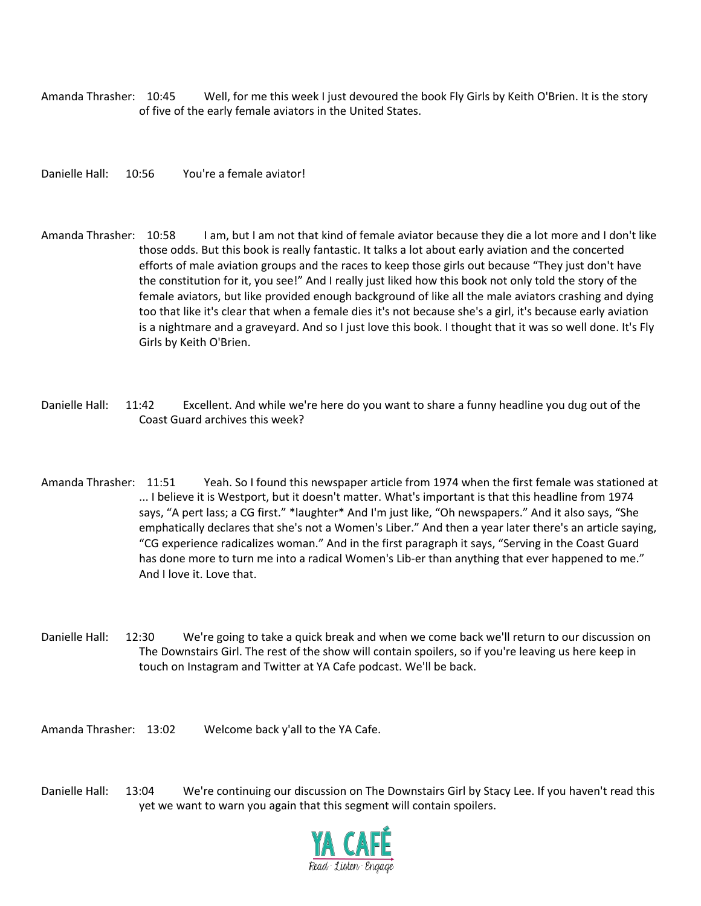Amanda Thrasher: 10:45 Well, for me this week I just devoured the book Fly Girls by Keith O'Brien. It is the story of five of the early female aviators in the United States.

Danielle Hall: 10:56 You're a female aviator!

Amanda Thrasher: 10:58 I am, but I am not that kind of female aviator because they die a lot more and I don't like those odds. But this book is really fantastic. It talks a lot about early aviation and the concerted efforts of male aviation groups and the races to keep those girls out because "They just don't have the constitution for it, you see!" And I really just liked how this book not only told the story of the female aviators, but like provided enough background of like all the male aviators crashing and dying too that like it's clear that when a female dies it's not because she's a girl, it's because early aviation is a nightmare and a graveyard. And so I just love this book. I thought that it was so well done. It's Fly Girls by Keith O'Brien.

Danielle Hall: 11:42 Excellent. And while we're here do you want to share a funny headline you dug out of the Coast Guard archives this week?

Amanda Thrasher: 11:51 Yeah. So I found this newspaper article from 1974 when the first female was stationed at ... I believe it is Westport, but it doesn't matter. What's important is that this headline from 1974 says, "A pert lass; a CG first." *laughter* And I'm just like, "Oh newspapers." And it also says, "She emphatically declares that she's not a Women's Liber." And then a year later there's an article saying, "CG experience radicalizes woman." And in the first paragraph it says, "Serving in the Coast Guard has done more to turn me into a radical Women's Lib-er than anything that ever happened to me." And I love it. Love that.

Danielle Hall: 12:30 We're going to take a quick break and when we come back we'll return to our discussion on The Downstairs Girl. The rest of the show will contain spoilers, so if you're leaving us here keep in touch on Instagram and Twitter at YA Cafe podcast. We'll be back.

Amanda Thrasher: 13:02 Welcome back y'all to the YA Cafe.

Danielle Hall: 13:04 We're continuing our discussion on The Downstairs Girl by Stacy Lee. If you haven't read this yet we want to warn you again that this segment will contain spoilers.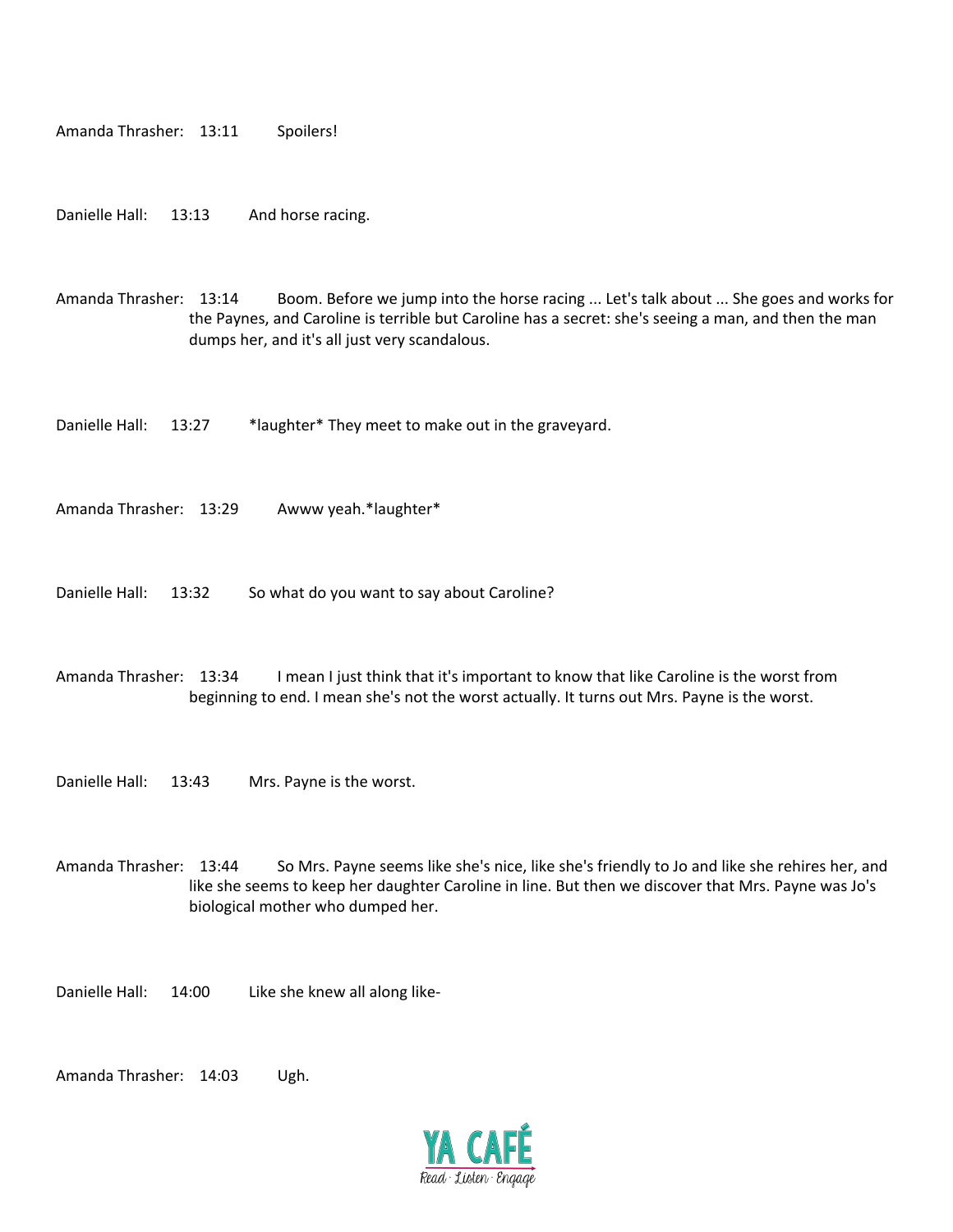Amanda Thrasher: 13:11 Spoilers!

Danielle Hall: 13:13 And horse racing.

Amanda Thrasher: 13:14 Boom. Before we jump into the horse racing ... Let's talk about ... She goes and works for the Paynes, and Caroline is terrible but Caroline has a secret: she's seeing a man, and then the man dumps her, and it's all just very scandalous.

Danielle Hall: 13:27 *laughter* They meet to make out in the graveyard.

Amanda Thrasher: 13:29 Awww yeah.*laughter*

Danielle Hall: 13:32 So what do you want to say about Caroline?

Amanda Thrasher: 13:34 I mean I just think that it's important to know that like Caroline is the worst from beginning to end. I mean she's not the worst actually. It turns out Mrs. Payne is the worst.

Danielle Hall: 13:43 Mrs. Payne is the worst.

Amanda Thrasher: 13:44 So Mrs. Payne seems like she's nice, like she's friendly to Jo and like she rehires her, and like she seems to keep her daughter Caroline in line. But then we discover that Mrs. Payne was Jo's biological mother who dumped her.

Danielle Hall: 14:00 Like she knew all along like-

Amanda Thrasher: 14:03 Ugh.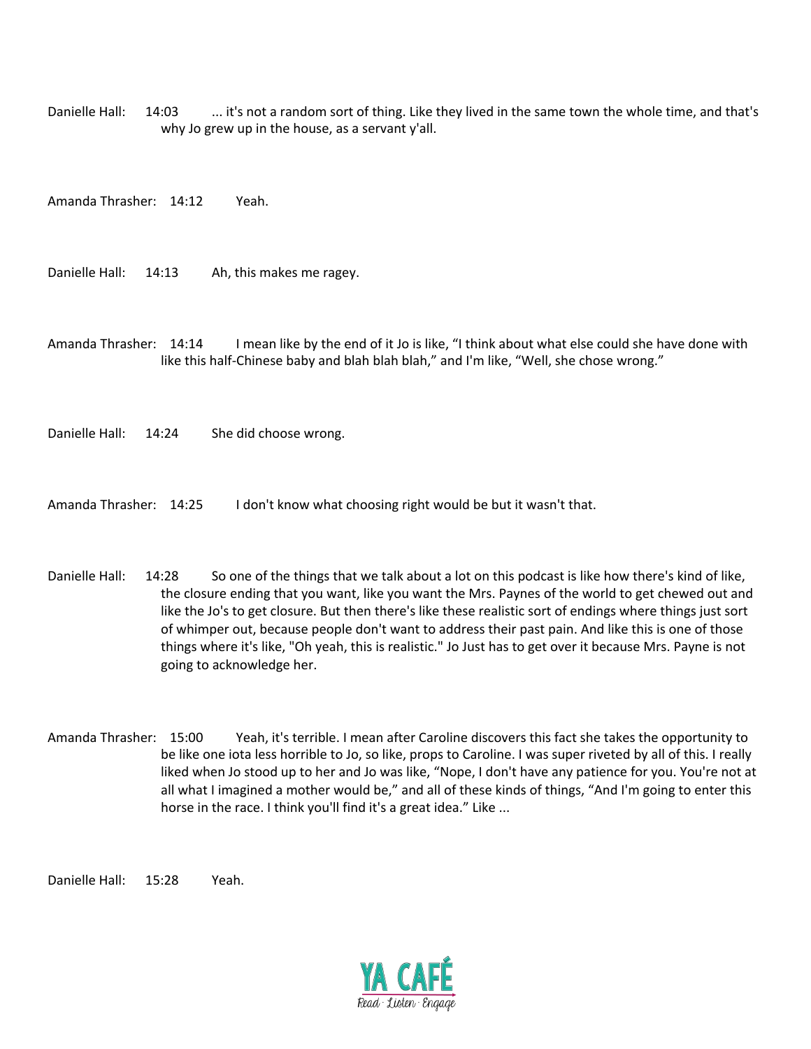Danielle Hall: 14:03 ... it's not a random sort of thing. Like they lived in the same town the whole time, and that's why Jo grew up in the house, as a servant y'all.

Amanda Thrasher: 14:12 Yeah.

Danielle Hall: 14:13 Ah, this makes me ragey.

Amanda Thrasher: 14:14 I mean like by the end of it Jo is like, "I think about what else could she have done with like this half-Chinese baby and blah blah blah," and I'm like, "Well, she chose wrong."

Danielle Hall: 14:24 She did choose wrong.

Amanda Thrasher: 14:25 I don't know what choosing right would be but it wasn't that.

Danielle Hall: 14:28 So one of the things that we talk about a lot on this podcast is like how there's kind of like, the closure ending that you want, like you want the Mrs. Paynes of the world to get chewed out and like the Jo's to get closure. But then there's like these realistic sort of endings where things just sort of whimper out, because people don't want to address their past pain. And like this is one of those things where it's like, "Oh yeah, this is realistic." Jo Just has to get over it because Mrs. Payne is not going to acknowledge her.

Amanda Thrasher: 15:00 Yeah, it's terrible. I mean after Caroline discovers this fact she takes the opportunity to be like one iota less horrible to Jo, so like, props to Caroline. I was super riveted by all of this. I really liked when Jo stood up to her and Jo was like, "Nope, I don't have any patience for you. You're not at all what I imagined a mother would be," and all of these kinds of things, "And I'm going to enter this horse in the race. I think you'll find it's a great idea." Like ...

Danielle Hall: 15:28 Yeah.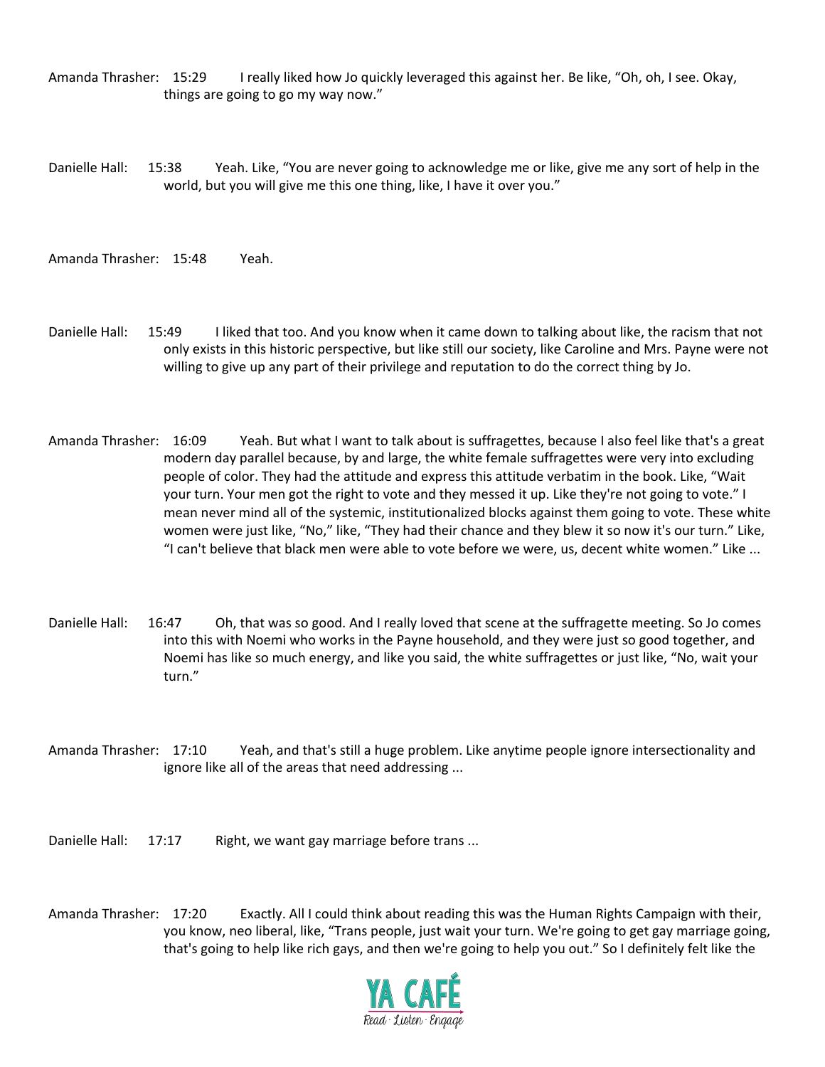Amanda Thrasher: 15:29 I really liked how Jo quickly leveraged this against her. Be like, "Oh, oh, I see. Okay, things are going to go my way now."

Danielle Hall: 15:38 Yeah. Like, "You are never going to acknowledge me or like, give me any sort of help in the world, but you will give me this one thing, like, I have it over you."

Amanda Thrasher: 15:48 Yeah.

Danielle Hall: 15:49 I liked that too. And you know when it came down to talking about like, the racism that not only exists in this historic perspective, but like still our society, like Caroline and Mrs. Payne were not willing to give up any part of their privilege and reputation to do the correct thing by Jo.

Amanda Thrasher: 16:09 Yeah. But what I want to talk about is suffragettes, because I also feel like that's a great modern day parallel because, by and large, the white female suffragettes were very into excluding people of color. They had the attitude and express this attitude verbatim in the book. Like, "Wait your turn. Your men got the right to vote and they messed it up. Like they're not going to vote." I mean never mind all of the systemic, institutionalized blocks against them going to vote. These white women were just like, "No," like, "They had their chance and they blew it so now it's our turn." Like, "I can't believe that black men were able to vote before we were, us, decent white women." Like ...

Danielle Hall: 16:47 Oh, that was so good. And I really loved that scene at the suffragette meeting. So Jo comes into this with Noemi who works in the Payne household, and they were just so good together, and Noemi has like so much energy, and like you said, the white suffragettes or just like, "No, wait your turn."

Amanda Thrasher: 17:10 Yeah, and that's still a huge problem. Like anytime people ignore intersectionality and ignore like all of the areas that need addressing ...

Danielle Hall: 17:17 Right, we want gay marriage before trans ...

Amanda Thrasher: 17:20 Exactly. All I could think about reading this was the Human Rights Campaign with their, you know, neo liberal, like, "Trans people, just wait your turn. We're going to get gay marriage going, that's going to help like rich gays, and then we're going to help you out." So I definitely felt like the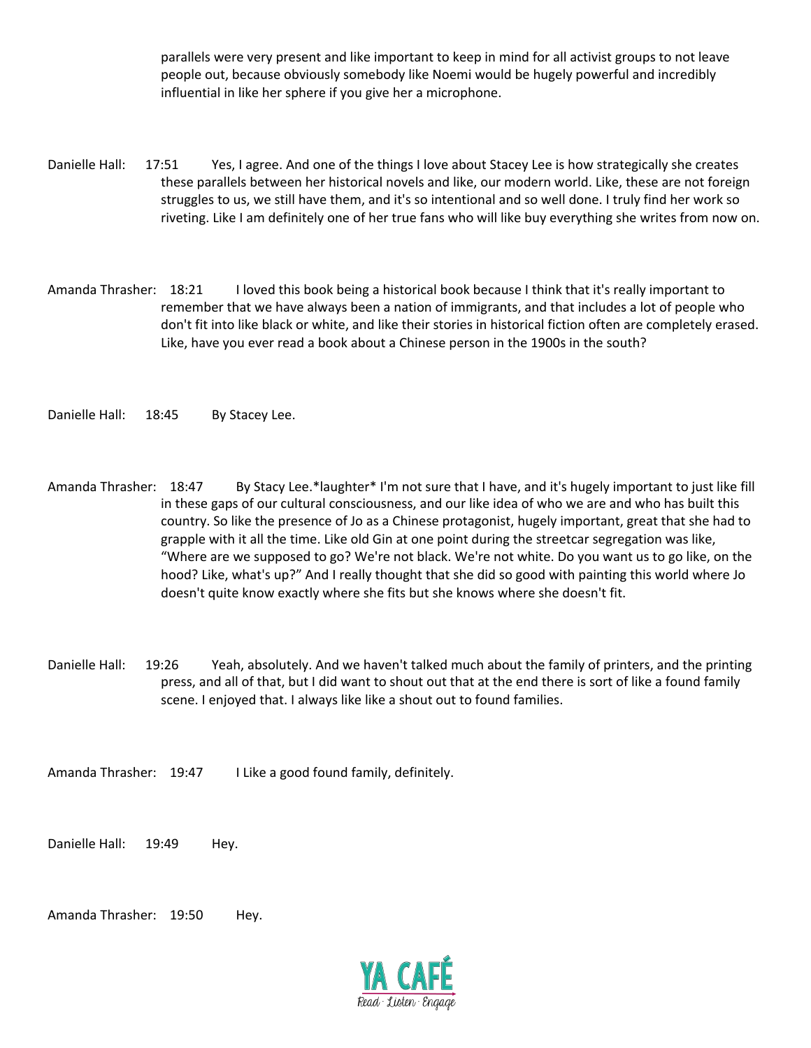parallels were very present and like important to keep in mind for all activist groups to not leave people out, because obviously somebody like Noemi would be hugely powerful and incredibly influential in like her sphere if you give her a microphone.

Danielle Hall: 17:51 Yes, I agree. And one of the things I love about Stacey Lee is how strategically she creates these parallels between her historical novels and like, our modern world. Like, these are not foreign struggles to us, we still have them, and it's so intentional and so well done. I truly find her work so riveting. Like I am definitely one of her true fans who will like buy everything she writes from now on.

Amanda Thrasher: 18:21 I loved this book being a historical book because I think that it's really important to remember that we have always been a nation of immigrants, and that includes a lot of people who don't fit into like black or white, and like their stories in historical fiction often are completely erased. Like, have you ever read a book about a Chinese person in the 1900s in the south?

Danielle Hall: 18:45 By Stacey Lee.

Amanda Thrasher: 18:47 By Stacy Lee.*laughter* I'm not sure that I have, and it's hugely important to just like fill in these gaps of our cultural consciousness, and our like idea of who we are and who has built this country. So like the presence of Jo as a Chinese protagonist, hugely important, great that she had to grapple with it all the time. Like old Gin at one point during the streetcar segregation was like, "Where are we supposed to go? We're not black. We're not white. Do you want us to go like, on the hood? Like, what's up?" And I really thought that she did so good with painting this world where Jo doesn't quite know exactly where she fits but she knows where she doesn't fit.

Danielle Hall: 19:26 Yeah, absolutely. And we haven't talked much about the family of printers, and the printing press, and all of that, but I did want to shout out that at the end there is sort of like a found family scene. I enjoyed that. I always like like a shout out to found families.

Amanda Thrasher: 19:47 I Like a good found family, definitely.

Danielle Hall: 19:49 Hey.

Amanda Thrasher: 19:50 Hey.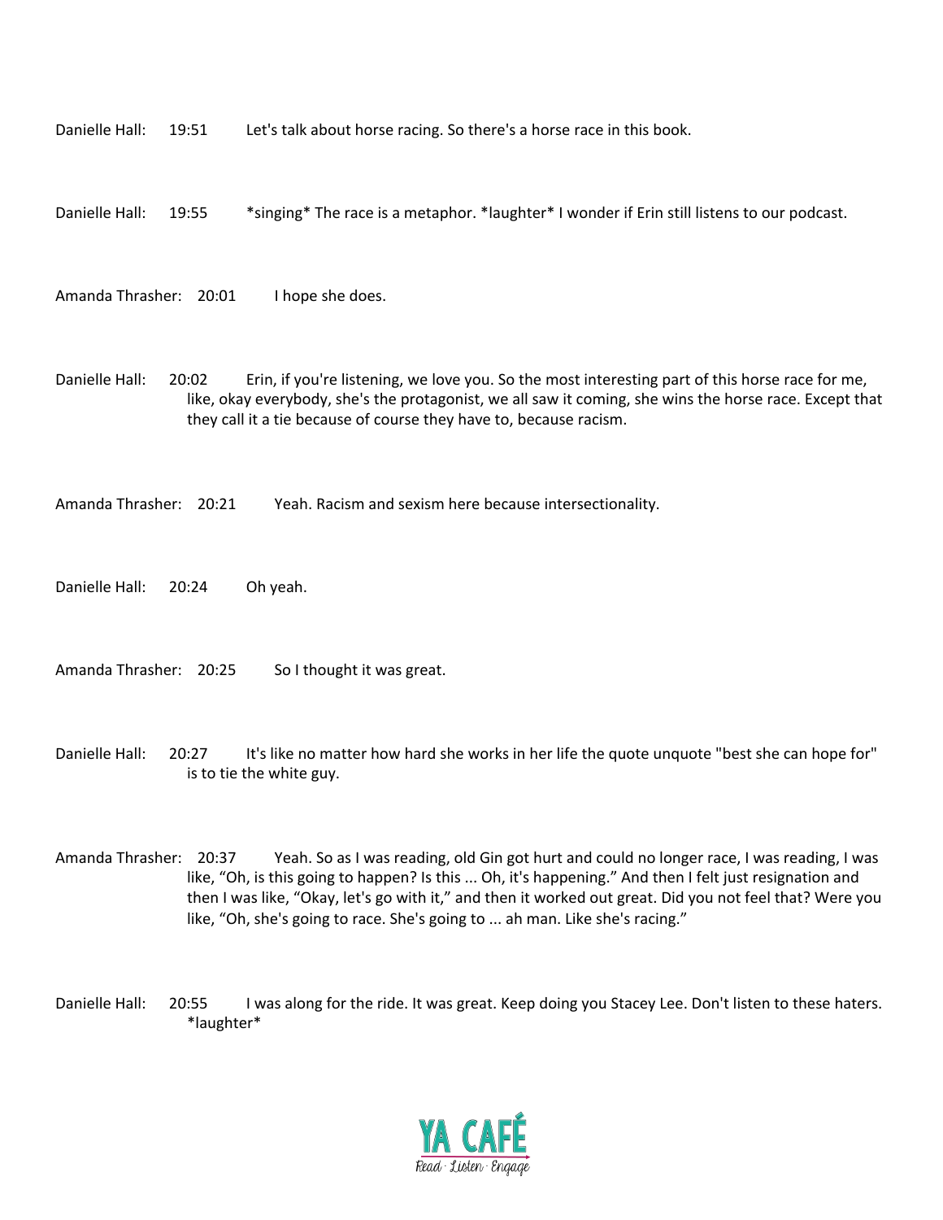Danielle Hall: 19:51 Let's talk about horse racing. So there's a horse race in this book.

Danielle Hall: 19:55 *singing* The race is a metaphor. *laughter* I wonder if Erin still listens to our podcast.

Amanda Thrasher: 20:01 I hope she does.

Danielle Hall: 20:02 Erin, if you're listening, we love you. So the most interesting part of this horse race for me, like, okay everybody, she's the protagonist, we all saw it coming, she wins the horse race. Except that they call it a tie because of course they have to, because racism.

Amanda Thrasher: 20:21 Yeah. Racism and sexism here because intersectionality.

Danielle Hall: 20:24 Oh yeah.

Amanda Thrasher: 20:25 So I thought it was great.

Danielle Hall: 20:27 It's like no matter how hard she works in her life the quote unquote "best she can hope for" is to tie the white guy.

Amanda Thrasher: 20:37 Yeah. So as I was reading, old Gin got hurt and could no longer race, I was reading, I was like, "Oh, is this going to happen? Is this ... Oh, it's happening." And then I felt just resignation and then I was like, "Okay, let's go with it," and then it worked out great. Did you not feel that? Were you like, "Oh, she's going to race. She's going to ... ah man. Like she's racing."

Danielle Hall: 20:55 I was along for the ride. It was great. Keep doing you Stacey Lee. Don't listen to these haters. *laughter*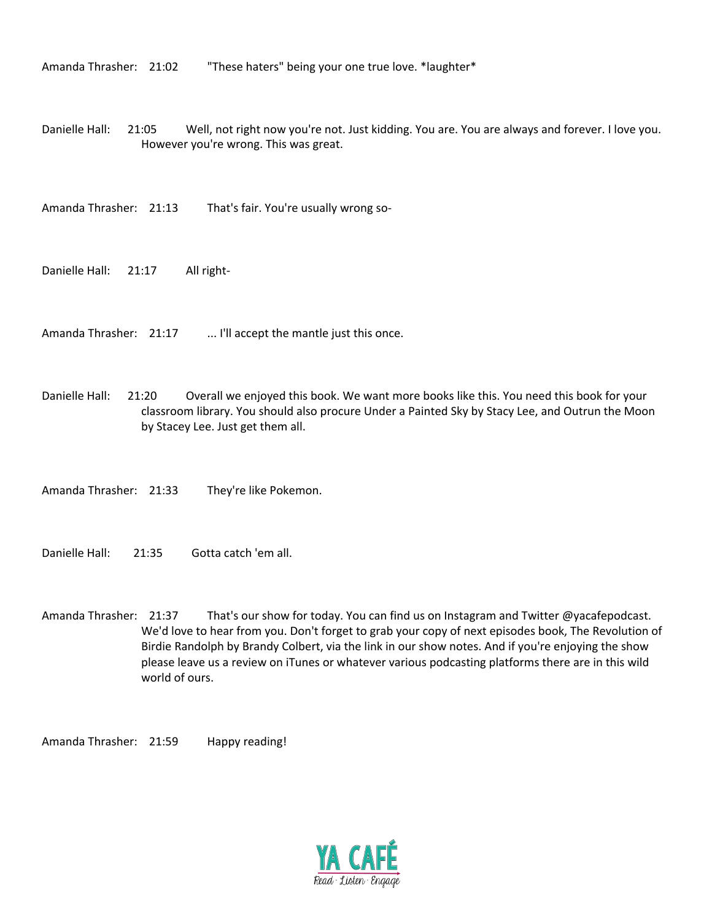Amanda Thrasher: 21:02 "These haters" being your one true love. *laughter*

Danielle Hall: 21:05 Well, not right now you're not. Just kidding. You are. You are always and forever. I love you. However you're wrong. This was great.

Amanda Thrasher: 21:13 That's fair. You're usually wrong so-

Danielle Hall: 21:17 All right-

Amanda Thrasher: 21:17 ... I'll accept the mantle just this once.

Danielle Hall: 21:20 Overall we enjoyed this book. We want more books like this. You need this book for your classroom library. You should also procure Under a Painted Sky by Stacy Lee, and Outrun the Moon by Stacey Lee. Just get them all.

Amanda Thrasher: 21:33 They're like Pokemon.

Danielle Hall: 21:35 Gotta catch 'em all.

Amanda Thrasher: 21:37 That's our show for today. You can find us on Instagram and Twitter @yacafepodcast. We'd love to hear from you. Don't forget to grab your copy of next episodes book, The Revolution of Birdie Randolph by Brandy Colbert, via the link in our show notes. And if you're enjoying the show please leave us a review on iTunes or whatever various podcasting platforms there are in this wild world of ours.

Amanda Thrasher: 21:59 Happy reading!